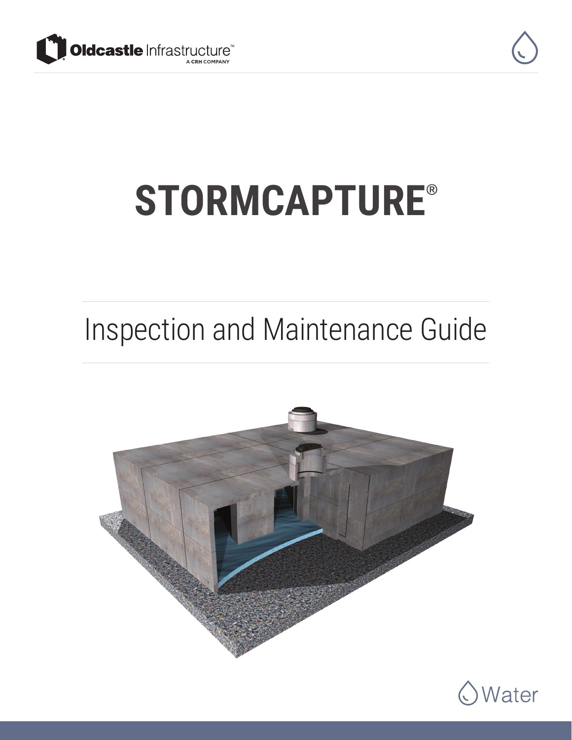Oldcastle Infrastructure™
A CRH COMPANY

# STORMCAPTURE®

## Inspection and Maintenance Guide

Water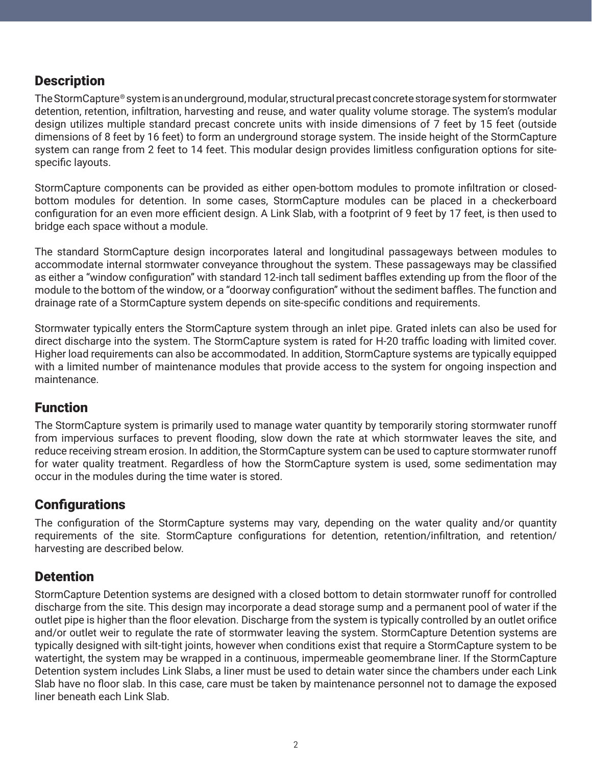## Description

The StormCapture® system is an underground, modular, structural precast concrete storage system for stormwater detention, retention, infiltration, harvesting and reuse, and water quality volume storage. The system's modular design utilizes multiple standard precast concrete units with inside dimensions of 7 feet by 15 feet (outside dimensions of 8 feet by 16 feet) to form an underground storage system. The inside height of the StormCapture system can range from 2 feet to 14 feet. This modular design provides limitless configuration options for site-specific layouts.

StormCapture components can be provided as either open-bottom modules to promote infiltration or closed-bottom modules for detention. In some cases, StormCapture modules can be placed in a checkerboard configuration for an even more efficient design. A Link Slab, with a footprint of 9 feet by 17 feet, is then used to bridge each space without a module.

The standard StormCapture design incorporates lateral and longitudinal passageways between modules to accommodate internal stormwater conveyance throughout the system. These passageways may be classified as either a "window configuration" with standard 12-inch tall sediment baffles extending up from the floor of the module to the bottom of the window, or a "doorway configuration" without the sediment baffles. The function and drainage rate of a StormCapture system depends on site-specific conditions and requirements.

Stormwater typically enters the StormCapture system through an inlet pipe. Grated inlets can also be used for direct discharge into the system. The StormCapture system is rated for H-20 traffic loading with limited cover. Higher load requirements can also be accommodated. In addition, StormCapture systems are typically equipped with a limited number of maintenance modules that provide access to the system for ongoing inspection and maintenance.

## Function

The StormCapture system is primarily used to manage water quantity by temporarily storing stormwater runoff from impervious surfaces to prevent flooding, slow down the rate at which stormwater leaves the site, and reduce receiving stream erosion. In addition, the StormCapture system can be used to capture stormwater runoff for water quality treatment. Regardless of how the StormCapture system is used, some sedimentation may occur in the modules during the time water is stored.

## Configurations

The configuration of the StormCapture systems may vary, depending on the water quality and/or quantity requirements of the site. StormCapture configurations for detention, retention/infiltration, and retention/harvesting are described below.

## Detention

StormCapture Detention systems are designed with a closed bottom to detain stormwater runoff for controlled discharge from the site. This design may incorporate a dead storage sump and a permanent pool of water if the outlet pipe is higher than the floor elevation. Discharge from the system is typically controlled by an outlet orifice and/or outlet weir to regulate the rate of stormwater leaving the system. StormCapture Detention systems are typically designed with silt-tight joints, however when conditions exist that require a StormCapture system to be watertight, the system may be wrapped in a continuous, impermeable geomembrane liner. If the StormCapture Detention system includes Link Slabs, a liner must be used to detain water since the chambers under each Link Slab have no floor slab. In this case, care must be taken by maintenance personnel not to damage the exposed liner beneath each Link Slab.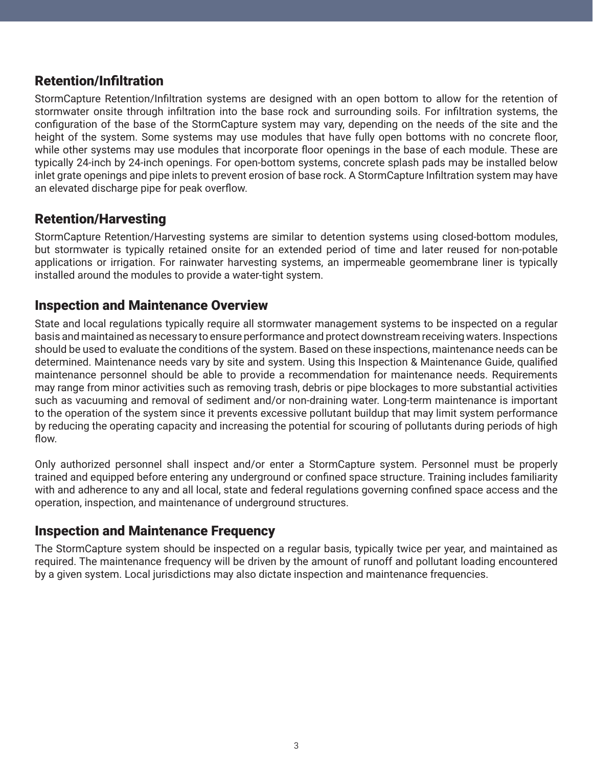## Retention/Infiltration

StormCapture Retention/Infiltration systems are designed with an open bottom to allow for the retention of stormwater onsite through infiltration into the base rock and surrounding soils. For infiltration systems, the configuration of the base of the StormCapture system may vary, depending on the needs of the site and the height of the system. Some systems may use modules that have fully open bottoms with no concrete floor, while other systems may use modules that incorporate floor openings in the base of each module. These are typically 24-inch by 24-inch openings. For open-bottom systems, concrete splash pads may be installed below inlet grate openings and pipe inlets to prevent erosion of base rock. A StormCapture Infiltration system may have an elevated discharge pipe for peak overflow.

## Retention/Harvesting

StormCapture Retention/Harvesting systems are similar to detention systems using closed-bottom modules, but stormwater is typically retained onsite for an extended period of time and later reused for non-potable applications or irrigation. For rainwater harvesting systems, an impermeable geomembrane liner is typically installed around the modules to provide a water-tight system.

## Inspection and Maintenance Overview

State and local regulations typically require all stormwater management systems to be inspected on a regular basis and maintained as necessary to ensure performance and protect downstream receiving waters. Inspections should be used to evaluate the conditions of the system. Based on these inspections, maintenance needs can be determined. Maintenance needs vary by site and system. Using this Inspection & Maintenance Guide, qualified maintenance personnel should be able to provide a recommendation for maintenance needs. Requirements may range from minor activities such as removing trash, debris or pipe blockages to more substantial activities such as vacuuming and removal of sediment and/or non-draining water. Long-term maintenance is important to the operation of the system since it prevents excessive pollutant buildup that may limit system performance by reducing the operating capacity and increasing the potential for scouring of pollutants during periods of high flow.

Only authorized personnel shall inspect and/or enter a StormCapture system. Personnel must be properly trained and equipped before entering any underground or confined space structure. Training includes familiarity with and adherence to any and all local, state and federal regulations governing confined space access and the operation, inspection, and maintenance of underground structures.

## Inspection and Maintenance Frequency

The StormCapture system should be inspected on a regular basis, typically twice per year, and maintained as required. The maintenance frequency will be driven by the amount of runoff and pollutant loading encountered by a given system. Local jurisdictions may also dictate inspection and maintenance frequencies.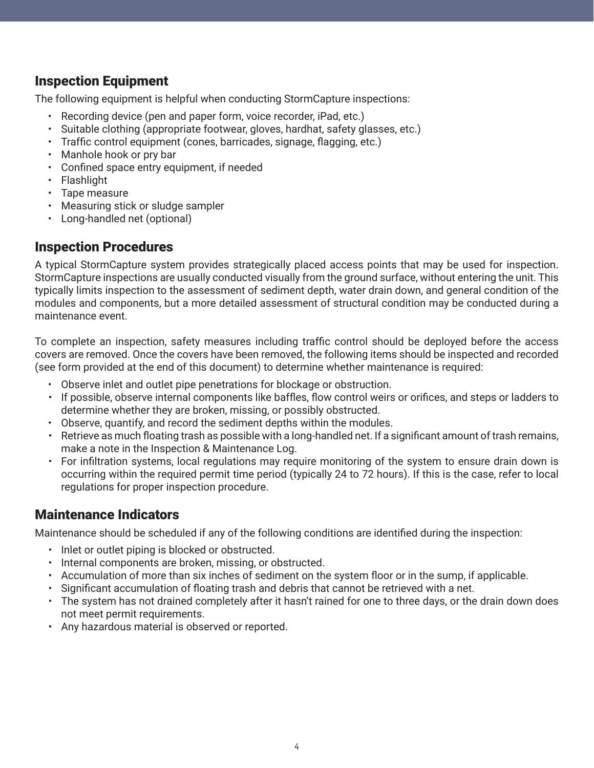## Inspection Equipment

The following equipment is helpful when conducting StormCapture inspections:

- Recording device (pen and paper form, voice recorder, iPad, etc.)
- Suitable clothing (appropriate footwear, gloves, hardhat, safety glasses, etc.)
- Traffic control equipment (cones, barricades, signage, flagging, etc.)
- Manhole hook or pry bar
- Confined space entry equipment, if needed
- Flashlight
- Tape measure
- Measuring stick or sludge sampler
- Long-handled net (optional)

## Inspection Procedures

A typical StormCapture system provides strategically placed access points that may be used for inspection. StormCapture inspections are usually conducted visually from the ground surface, without entering the unit. This typically limits inspection to the assessment of sediment depth, water drain down, and general condition of the modules and components, but a more detailed assessment of structural condition may be conducted during a maintenance event.

To complete an inspection, safety measures including traffic control should be deployed before the access covers are removed. Once the covers have been removed, the following items should be inspected and recorded (see form provided at the end of this document) to determine whether maintenance is required:

- Observe inlet and outlet pipe penetrations for blockage or obstruction.
- If possible, observe internal components like baffles, flow control weirs or orifices, and steps or ladders to determine whether they are broken, missing, or possibly obstructed.
- Observe, quantify, and record the sediment depths within the modules.
- Retrieve as much floating trash as possible with a long-handled net. If a significant amount of trash remains, make a note in the Inspection & Maintenance Log.
- For infiltration systems, local regulations may require monitoring of the system to ensure drain down is occurring within the required permit time period (typically 24 to 72 hours). If this is the case, refer to local regulations for proper inspection procedure.

## Maintenance Indicators

Maintenance should be scheduled if any of the following conditions are identified during the inspection:

- Inlet or outlet piping is blocked or obstructed.
- Internal components are broken, missing, or obstructed.
- Accumulation of more than six inches of sediment on the system floor or in the sump, if applicable.
- Significant accumulation of floating trash and debris that cannot be retrieved with a net.
- The system has not drained completely after it hasn't rained for one to three days, or the drain down does not meet permit requirements.
- Any hazardous material is observed or reported.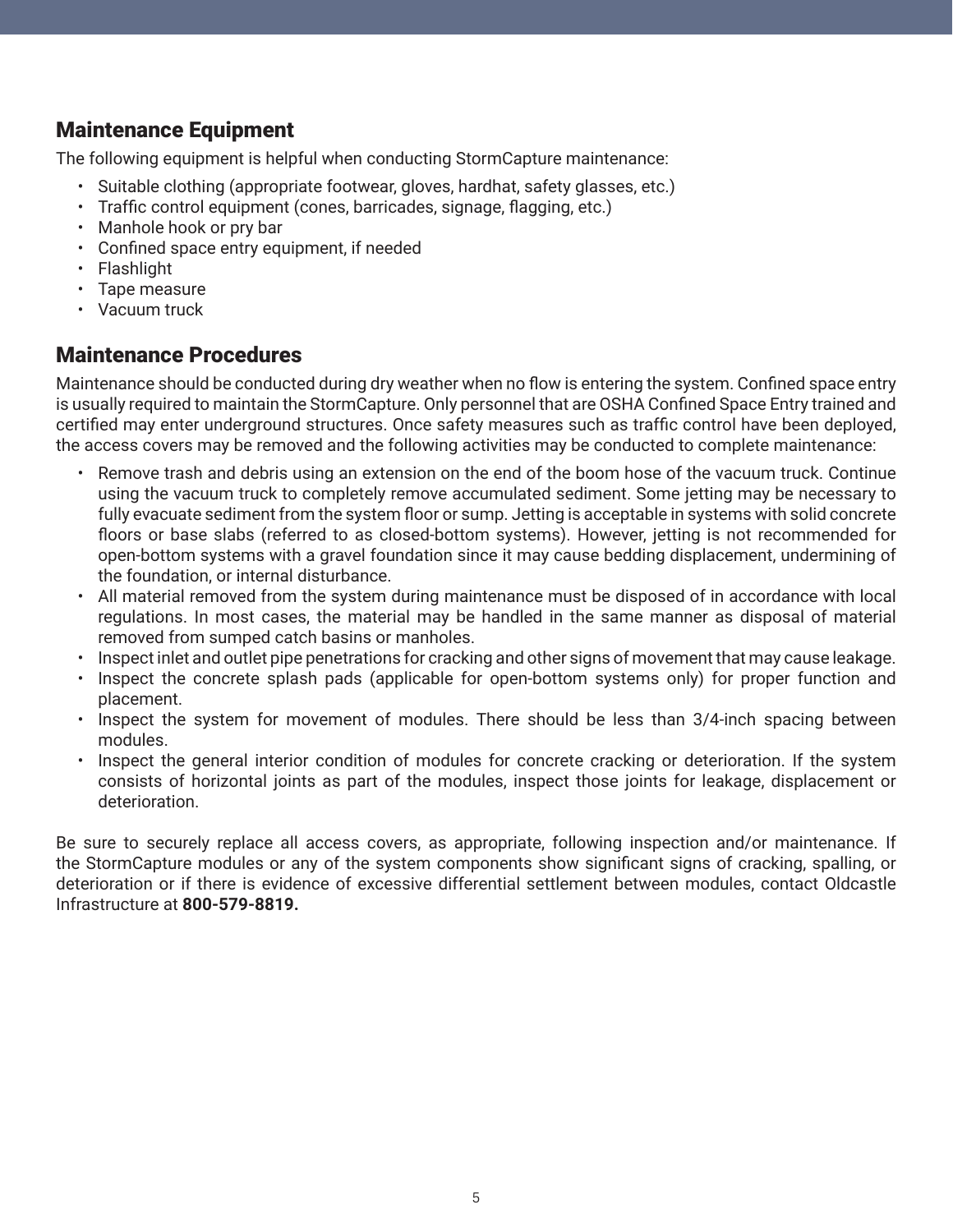## Maintenance Equipment

The following equipment is helpful when conducting StormCapture maintenance:

- Suitable clothing (appropriate footwear, gloves, hardhat, safety glasses, etc.)
- Traffic control equipment (cones, barricades, signage, flagging, etc.)
- Manhole hook or pry bar
- Confined space entry equipment, if needed
- Flashlight
- Tape measure
- Vacuum truck

## Maintenance Procedures

Maintenance should be conducted during dry weather when no flow is entering the system. Confined space entry is usually required to maintain the StormCapture. Only personnel that are OSHA Confined Space Entry trained and certified may enter underground structures. Once safety measures such as traffic control have been deployed, the access covers may be removed and the following activities may be conducted to complete maintenance:

- Remove trash and debris using an extension on the end of the boom hose of the vacuum truck. Continue using the vacuum truck to completely remove accumulated sediment. Some jetting may be necessary to fully evacuate sediment from the system floor or sump. Jetting is acceptable in systems with solid concrete floors or base slabs (referred to as closed-bottom systems). However, jetting is not recommended for open-bottom systems with a gravel foundation since it may cause bedding displacement, undermining of the foundation, or internal disturbance.
- All material removed from the system during maintenance must be disposed of in accordance with local regulations. In most cases, the material may be handled in the same manner as disposal of material removed from sumped catch basins or manholes.
- Inspect inlet and outlet pipe penetrations for cracking and other signs of movement that may cause leakage.
- Inspect the concrete splash pads (applicable for open-bottom systems only) for proper function and placement.
- Inspect the system for movement of modules. There should be less than 3/4-inch spacing between modules.
- Inspect the general interior condition of modules for concrete cracking or deterioration. If the system consists of horizontal joints as part of the modules, inspect those joints for leakage, displacement or deterioration.

Be sure to securely replace all access covers, as appropriate, following inspection and/or maintenance. If the StormCapture modules or any of the system components show significant signs of cracking, spalling, or deterioration or if there is evidence of excessive differential settlement between modules, contact Oldcastle Infrastructure at **800-579-8819.**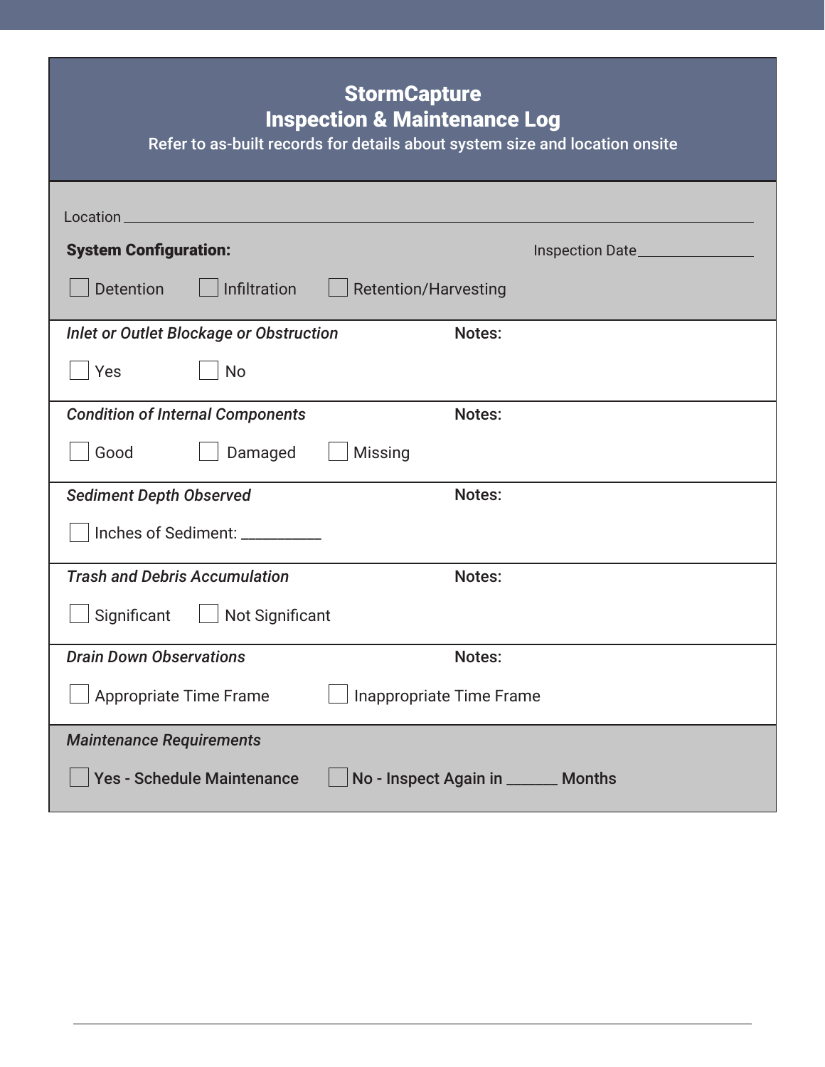# StormCapture
## Inspection & Maintenance Log

Refer to as-built records for details about system size and location onsite

Location ______________________________________________________________________________

**System Configuration:** Inspection Date ________________

☐ Detention ☐ Infiltration ☐ Retention/Harvesting

---

***Inlet or Outlet Blockage or Obstruction*** **Notes:**

☐ Yes ☐ No

---

***Condition of Internal Components*** **Notes:**

☐ Good ☐ Damaged ☐ Missing

---

***Sediment Depth Observed*** **Notes:**

☐ Inches of Sediment: __________

---

***Trash and Debris Accumulation*** **Notes:**

☐ Significant ☐ Not Significant

---

***Drain Down Observations*** **Notes:**

☐ Appropriate Time Frame ☐ Inappropriate Time Frame

---

***Maintenance Requirements***

☐ **Yes - Schedule Maintenance** ☐ **No - Inspect Again in ______ Months**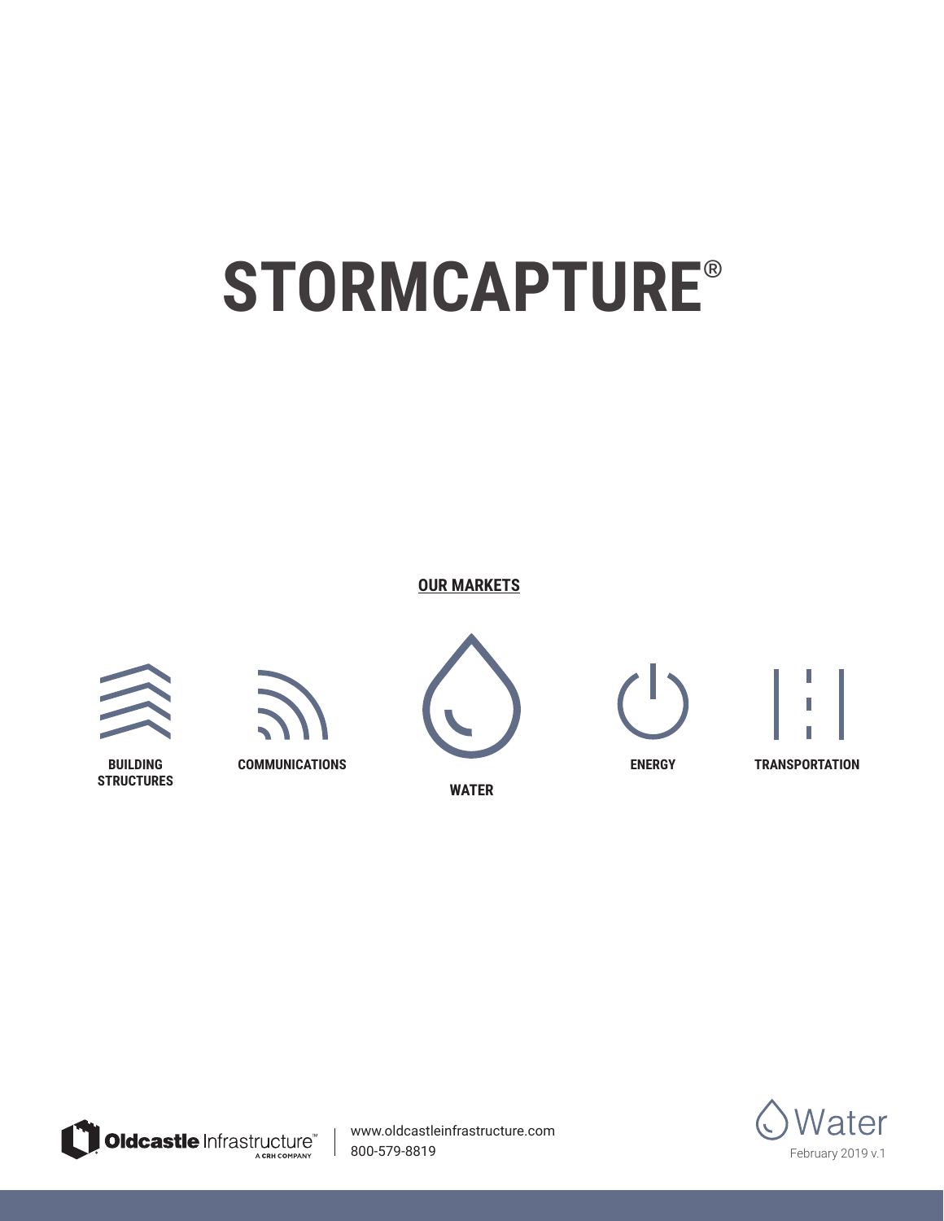# STORMCAPTURE®

**OUR MARKETS**

BUILDING STRUCTURES

COMMUNICATIONS

WATER

ENERGY

TRANSPORTATION

Oldcastle Infrastructure™ A CRH COMPANY

www.oldcastleinfrastructure.com
800-579-8819

Water
February 2019 v.1